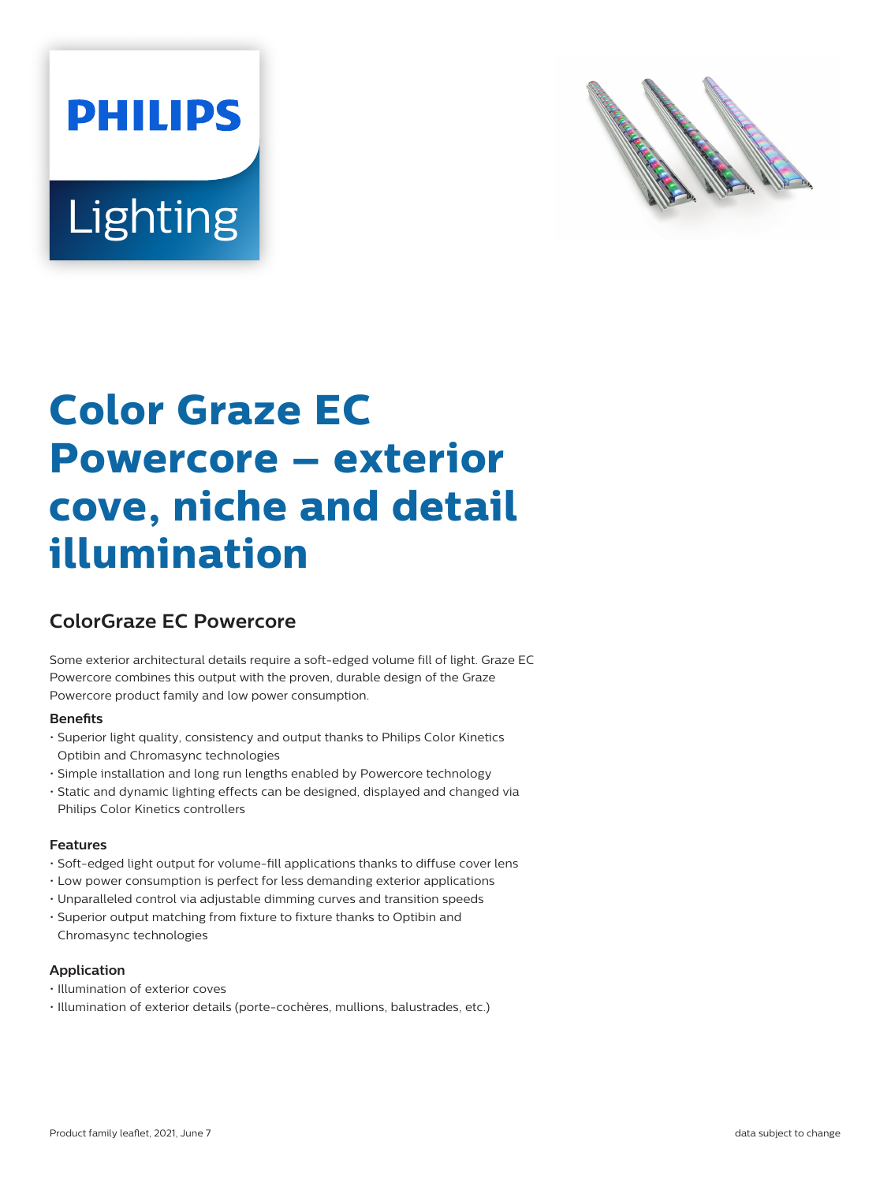PHILIPS

Lighting

# Color Graze EC Powercore – exterior cove, niche and detail illumination

## ColorGraze EC Powercore

Some exterior architectural details require a soft-edged volume fill of light. Graze EC Powercore combines this output with the proven, durable design of the Graze Powercore product family and low power consumption.

### Benefits

- Superior light quality, consistency and output thanks to Philips Color Kinetics Optibin and Chromasync technologies
- Simple installation and long run lengths enabled by Powercore technology
- Static and dynamic lighting effects can be designed, displayed and changed via Philips Color Kinetics controllers

### Features

- Soft-edged light output for volume-fill applications thanks to diffuse cover lens
- Low power consumption is perfect for less demanding exterior applications
- Unparalleled control via adjustable dimming curves and transition speeds
- Superior output matching from fixture to fixture thanks to Optibin and Chromasync technologies

### Application

- Illumination of exterior coves
- Illumination of exterior details (porte-cochères, mullions, balustrades, etc.)

Product family leaflet, 2021, June 7 data subject to change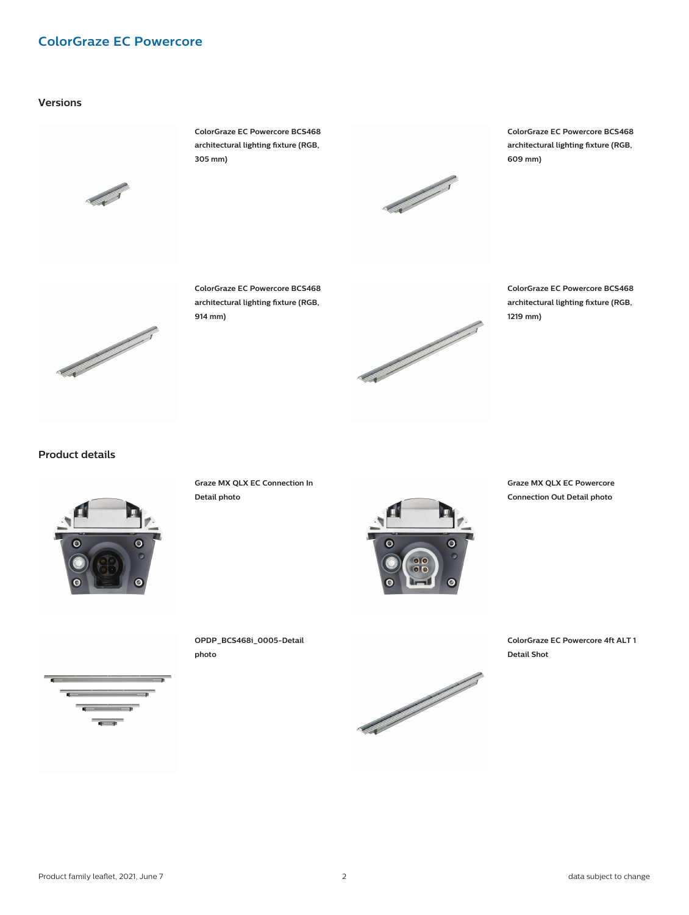## ColorGraze EC Powercore

### Versions

ColorGraze EC Powercore BCS468 architectural lighting fixture (RGB, 305 mm)

ColorGraze EC Powercore BCS468 architectural lighting fixture (RGB, 609 mm)

ColorGraze EC Powercore BCS468 architectural lighting fixture (RGB, 914 mm)

ColorGraze EC Powercore BCS468 architectural lighting fixture (RGB, 1219 mm)

### Product details

Graze MX QLX EC Connection In Detail photo

Graze MX QLX EC Powercore Connection Out Detail photo

OPDP_BCS468i_0005-Detail photo

ColorGraze EC Powercore 4ft ALT 1 Detail Shot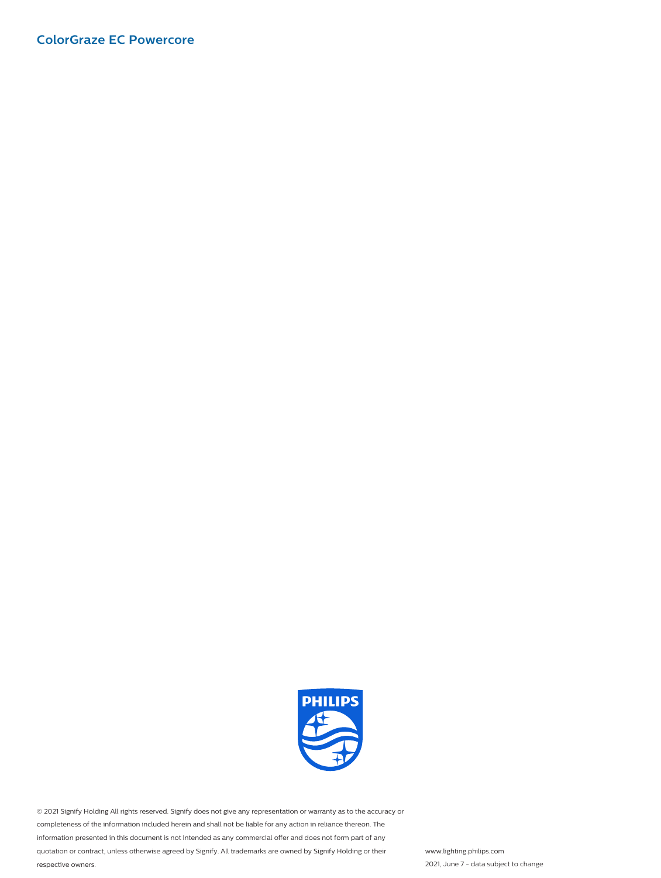© 2021 Signify Holding All rights reserved. Signify does not give any representation or warranty as to the accuracy or completeness of the information included herein and shall not be liable for any action in reliance thereon. The information presented in this document is not intended as any commercial offer and does not form part of any quotation or contract, unless otherwise agreed by Signify. All trademarks are owned by Signify Holding or their respective owners.

www.lighting.philips.com

2021, June 7 - data subject to change